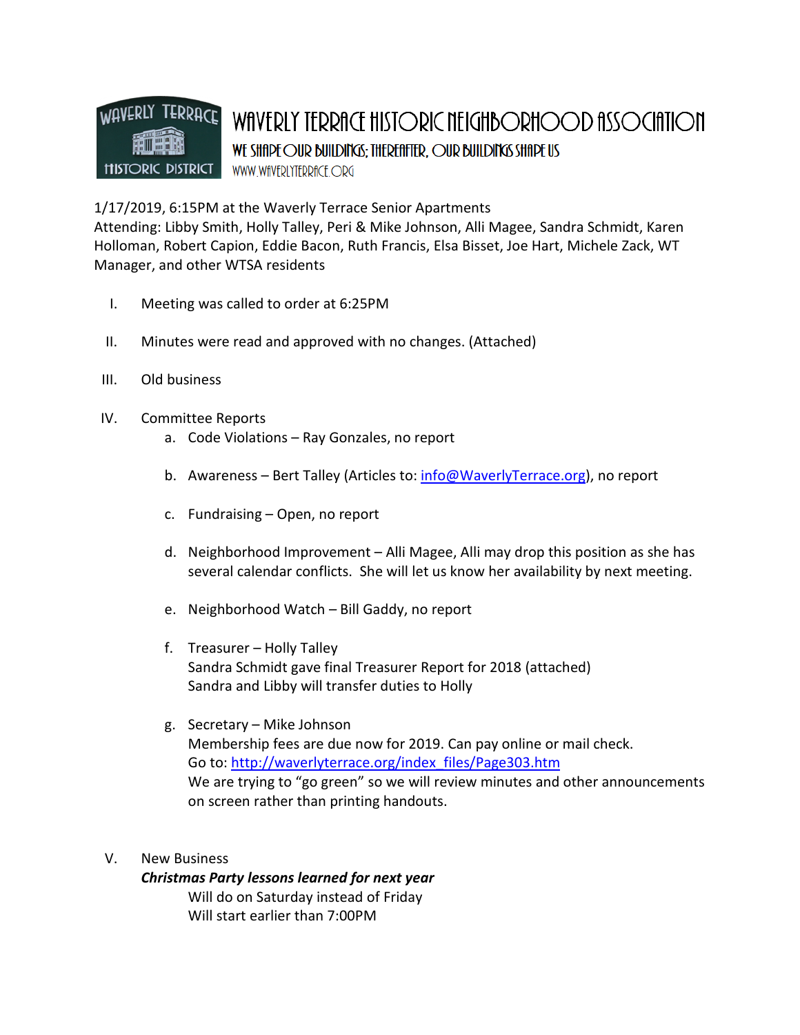# WAVERLY TERRACE HISTORIC NEIGHBORHOOD ASSOCIATION

**WE SHAPE OUR BUILDINGS; THEREAFTER, OUR BUILDINGS SHAPE US**

WWW.WAVERLYTERRACE.ORG

1/17/2019, 6:15PM at the Waverly Terrace Senior Apartments
Attending: Libby Smith, Holly Talley, Peri & Mike Johnson, Alli Magee, Sandra Schmidt, Karen Holloman, Robert Capion, Eddie Bacon, Ruth Francis, Elsa Bisset, Joe Hart, Michele Zack, WT Manager, and other WTSA residents

I. Meeting was called to order at 6:25PM

II. Minutes were read and approved with no changes. (Attached)

III. Old business

IV. Committee Reports
   a. Code Violations – Ray Gonzales, no report
   b. Awareness – Bert Talley (Articles to: info@WaverlyTerrace.org), no report
   c. Fundraising – Open, no report
   d. Neighborhood Improvement – Alli Magee, Alli may drop this position as she has several calendar conflicts. She will let us know her availability by next meeting.
   e. Neighborhood Watch – Bill Gaddy, no report
   f. Treasurer – Holly Talley
      Sandra Schmidt gave final Treasurer Report for 2018 (attached)
      Sandra and Libby will transfer duties to Holly
   g. Secretary – Mike Johnson
      Membership fees are due now for 2019. Can pay online or mail check.
      Go to: http://waverlyterrace.org/index_files/Page303.htm
      We are trying to "go green" so we will review minutes and other announcements on screen rather than printing handouts.

V. New Business

***Christmas Party lessons learned for next year***

Will do on Saturday instead of Friday
Will start earlier than 7:00PM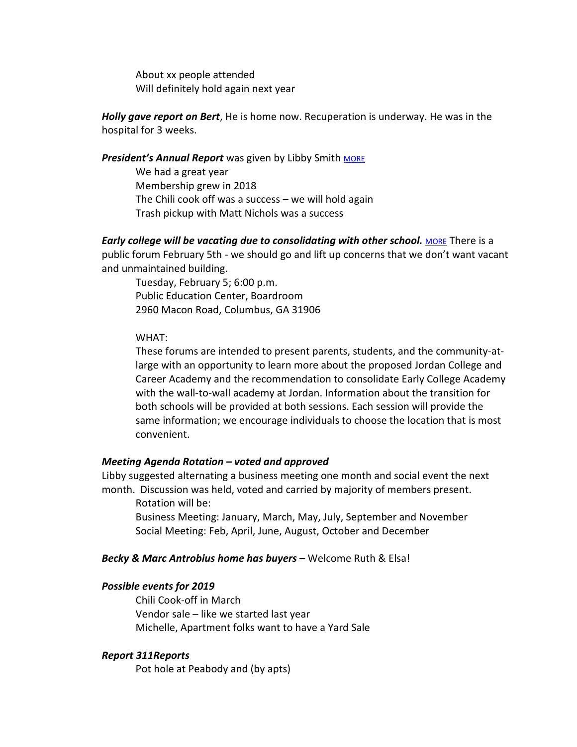About xx people attended
Will definitely hold again next year

***Holly gave report on Bert***, He is home now. Recuperation is underway. He was in the hospital for 3 weeks.

***President's Annual Report*** was given by Libby Smith MORE

We had a great year
Membership grew in 2018
The Chili cook off was a success – we will hold again
Trash pickup with Matt Nichols was a success

***Early college will be vacating due to consolidating with other school.*** MORE There is a public forum February 5th - we should go and lift up concerns that we don't want vacant and unmaintained building.

Tuesday, February 5; 6:00 p.m.
Public Education Center, Boardroom
2960 Macon Road, Columbus, GA 31906

WHAT:
These forums are intended to present parents, students, and the community-at-large with an opportunity to learn more about the proposed Jordan College and Career Academy and the recommendation to consolidate Early College Academy with the wall-to-wall academy at Jordan. Information about the transition for both schools will be provided at both sessions. Each session will provide the same information; we encourage individuals to choose the location that is most convenient.

***Meeting Agenda Rotation – voted and approved***

Libby suggested alternating a business meeting one month and social event the next month. Discussion was held, voted and carried by majority of members present.

Rotation will be:
Business Meeting: January, March, May, July, September and November
Social Meeting: Feb, April, June, August, October and December

***Becky & Marc Antrobius home has buyers*** – Welcome Ruth & Elsa!

***Possible events for 2019***

Chili Cook-off in March
Vendor sale – like we started last year
Michelle, Apartment folks want to have a Yard Sale

***Report 311Reports***

Pot hole at Peabody and (by apts)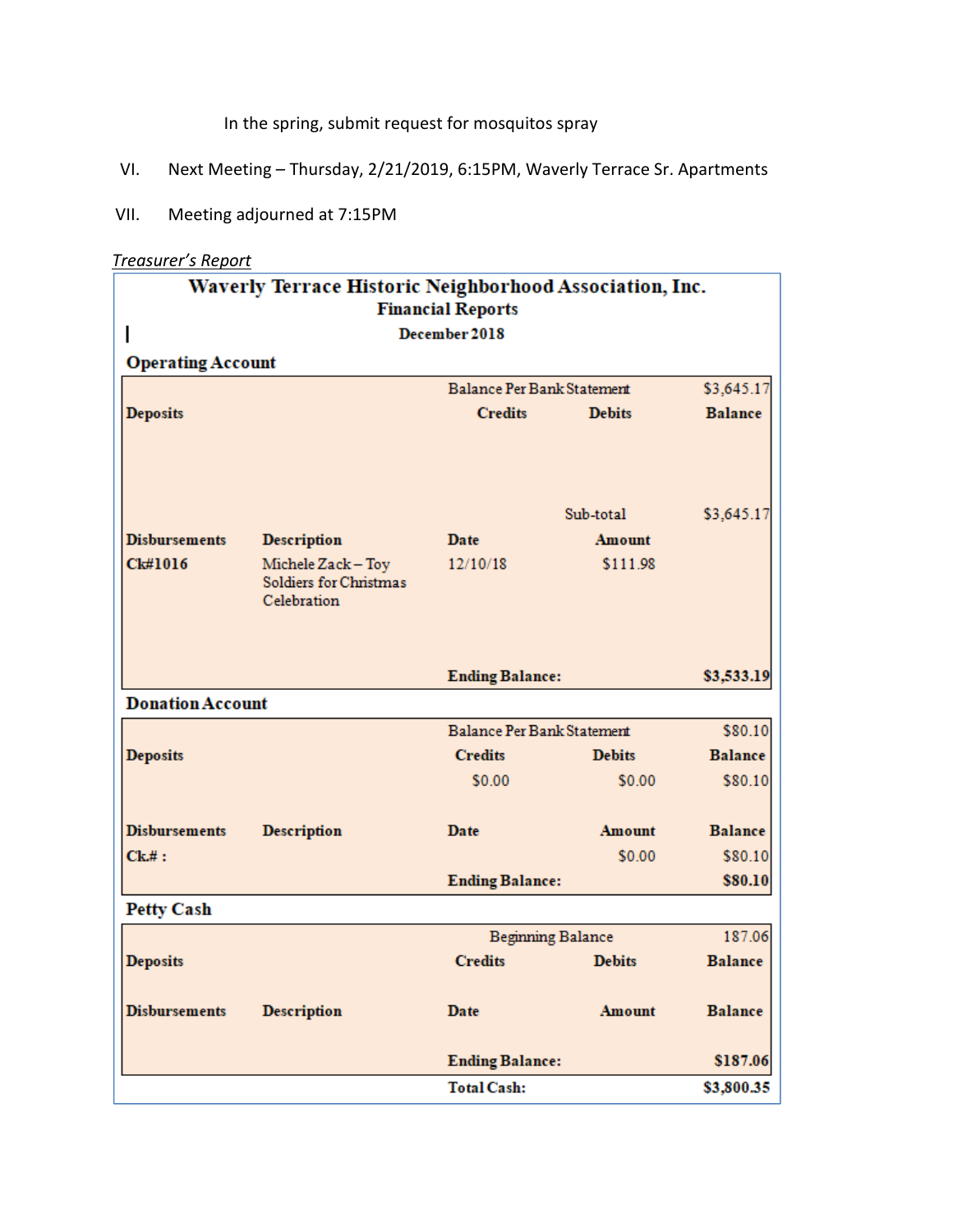In the spring, submit request for mosquitos spray

VI. Next Meeting – Thursday, 2/21/2019, 6:15PM, Waverly Terrace Sr. Apartments

VII. Meeting adjourned at 7:15PM

*Treasurer's Report*

**Waverly Terrace Historic Neighborhood Association, Inc.**
**Financial Reports**
**December 2018**

**Operating Account**

| | | Balance Per Bank Statement | | $3,645.17 |
|---|---|---|---|---|
| **Deposits** | | **Credits** | **Debits** | **Balance** |
| | | | Sub-total | $3,645.17 |
| **Disbursements** | **Description** | **Date** | **Amount** | |
| **Ck#1016** | Michele Zack – Toy Soldiers for Christmas Celebration | 12/10/18 | $111.98 | |
| | | **Ending Balance:** | | **$3,533.19** |

**Donation Account**

| | | Balance Per Bank Statement | | $80.10 |
|---|---|---|---|---|
| **Deposits** | | **Credits** | **Debits** | **Balance** |
| | | $0.00 | $0.00 | $80.10 |
| **Disbursements** | **Description** | **Date** | **Amount** | **Balance** |
| **Ck.# :** | | | $0.00 | $80.10 |
| | | **Ending Balance:** | | **$80.10** |

**Petty Cash**

| | | Beginning Balance | | 187.06 |
|---|---|---|---|---|
| **Deposits** | | **Credits** | **Debits** | **Balance** |
| **Disbursements** | **Description** | **Date** | **Amount** | **Balance** |
| | | **Ending Balance:** | | **$187.06** |
| | | **Total Cash:** | | **$3,800.35** |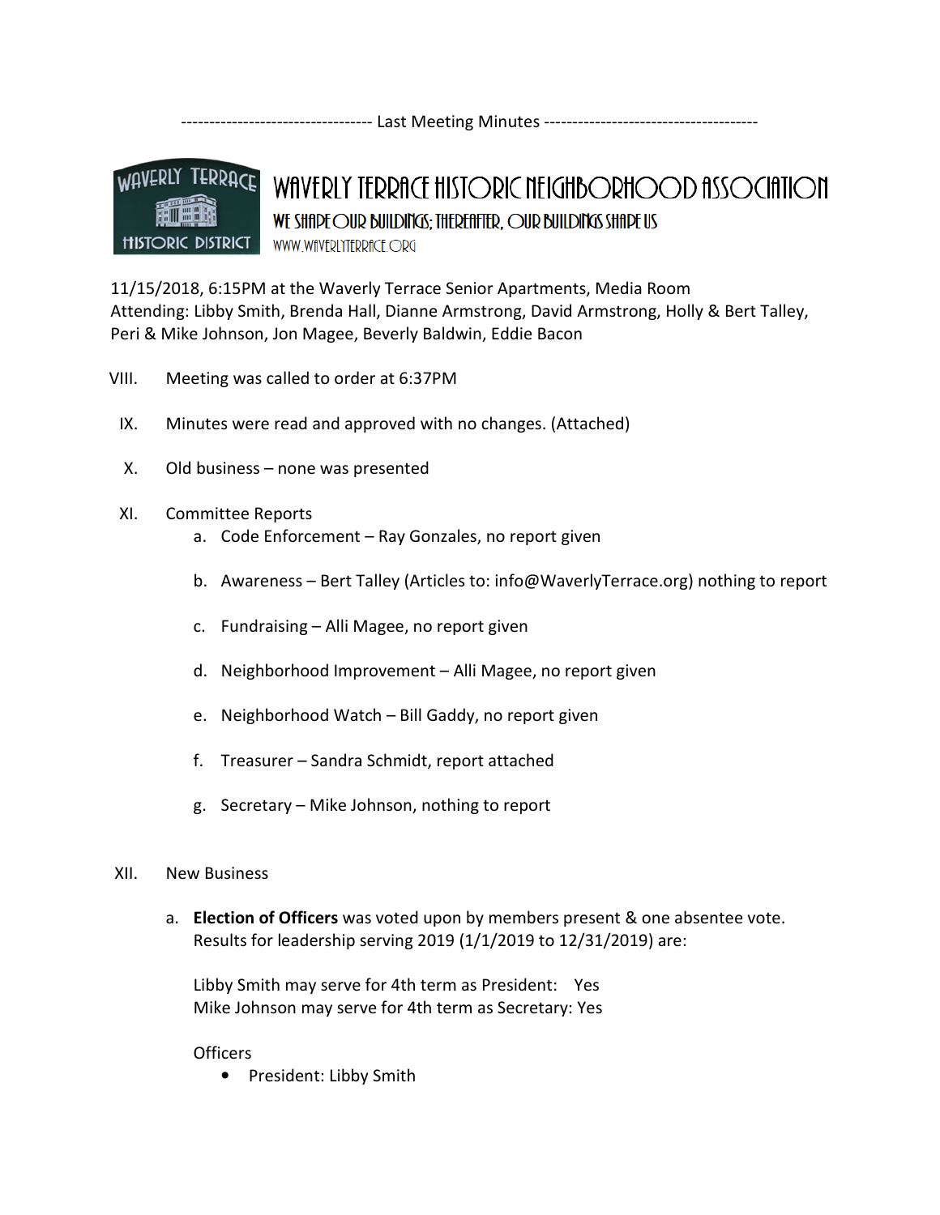---------------------------------- Last Meeting Minutes --------------------------------------

# WAVERLY TERRACE HISTORIC NEIGHBORHOOD ASSOCIATION

**WE SHAPE OUR BUILDINGS; THEREAFTER, OUR BUILDINGS SHAPE US**

WWW.WAVERLYTERRACE.ORG

11/15/2018, 6:15PM at the Waverly Terrace Senior Apartments, Media Room
Attending: Libby Smith, Brenda Hall, Dianne Armstrong, David Armstrong, Holly & Bert Talley, Peri & Mike Johnson, Jon Magee, Beverly Baldwin, Eddie Bacon

VIII. Meeting was called to order at 6:37PM

IX. Minutes were read and approved with no changes. (Attached)

X. Old business – none was presented

XI. Committee Reports
   a. Code Enforcement – Ray Gonzales, no report given
   b. Awareness – Bert Talley (Articles to: info@WaverlyTerrace.org) nothing to report
   c. Fundraising – Alli Magee, no report given
   d. Neighborhood Improvement – Alli Magee, no report given
   e. Neighborhood Watch – Bill Gaddy, no report given
   f. Treasurer – Sandra Schmidt, report attached
   g. Secretary – Mike Johnson, nothing to report

XII. New Business

   a. **Election of Officers** was voted upon by members present & one absentee vote. Results for leadership serving 2019 (1/1/2019 to 12/31/2019) are:

      Libby Smith may serve for 4th term as President: Yes
      Mike Johnson may serve for 4th term as Secretary: Yes

      Officers
      - President: Libby Smith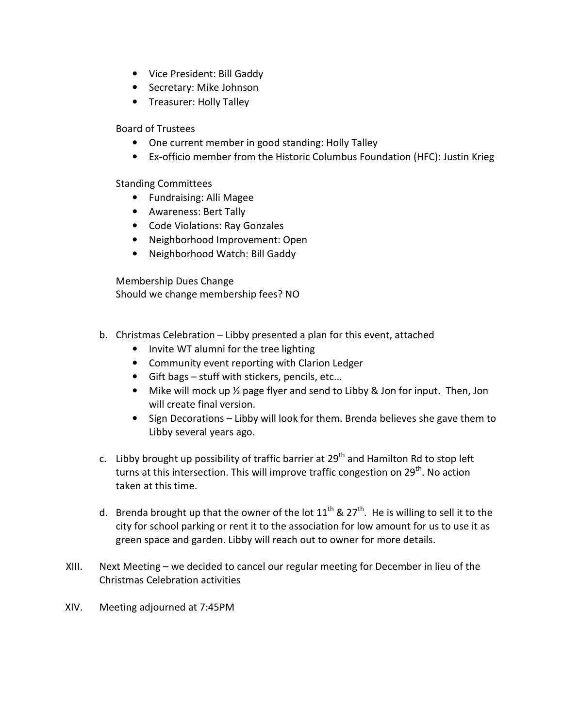- Vice President: Bill Gaddy
- Secretary: Mike Johnson
- Treasurer: Holly Talley

Board of Trustees

- One current member in good standing: Holly Talley
- Ex-officio member from the Historic Columbus Foundation (HFC): Justin Krieg

Standing Committees

- Fundraising: Alli Magee
- Awareness: Bert Tally
- Code Violations: Ray Gonzales
- Neighborhood Improvement: Open
- Neighborhood Watch: Bill Gaddy

Membership Dues Change
Should we change membership fees? NO

b. Christmas Celebration – Libby presented a plan for this event, attached
   - Invite WT alumni for the tree lighting
   - Community event reporting with Clarion Ledger
   - Gift bags – stuff with stickers, pencils, etc...
   - Mike will mock up ½ page flyer and send to Libby & Jon for input. Then, Jon will create final version.
   - Sign Decorations – Libby will look for them. Brenda believes she gave them to Libby several years ago.

c. Libby brought up possibility of traffic barrier at 29th and Hamilton Rd to stop left turns at this intersection. This will improve traffic congestion on 29th. No action taken at this time.

d. Brenda brought up that the owner of the lot 11th & 27th. He is willing to sell it to the city for school parking or rent it to the association for low amount for us to use it as green space and garden. Libby will reach out to owner for more details.

XIII. Next Meeting – we decided to cancel our regular meeting for December in lieu of the Christmas Celebration activities

XIV. Meeting adjourned at 7:45PM